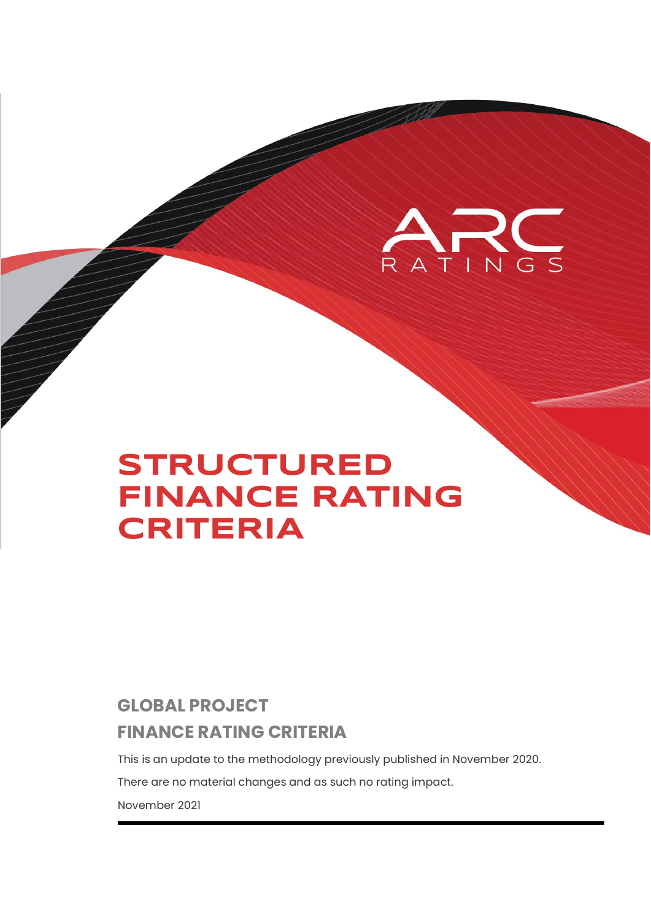ARC RATINGS

# STRUCTURED FINANCE RATING CRITERIA

## GLOBAL PROJECT FINANCE RATING CRITERIA

This is an update to the methodology previously published in November 2020.

There are no material changes and as such no rating impact.

November 2021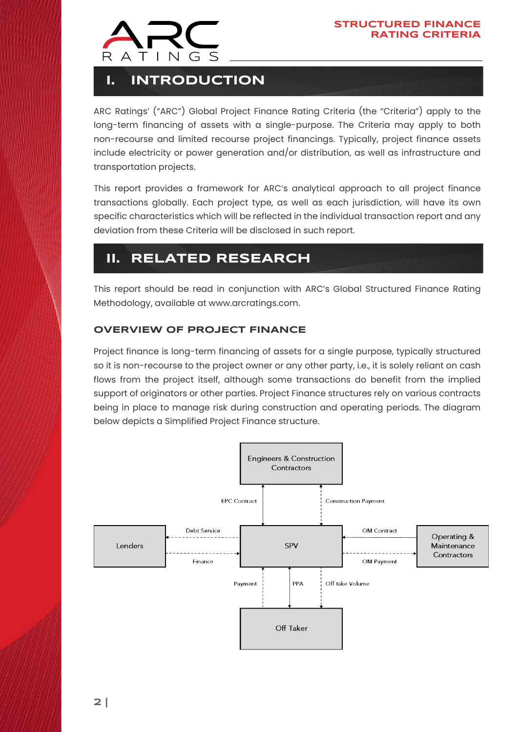# I. INTRODUCTION

ARC Ratings' ("ARC") Global Project Finance Rating Criteria (the "Criteria") apply to the long-term financing of assets with a single-purpose. The Criteria may apply to both non-recourse and limited recourse project financings. Typically, project finance assets include electricity or power generation and/or distribution, as well as infrastructure and transportation projects.

This report provides a framework for ARC's analytical approach to all project finance transactions globally. Each project type, as well as each jurisdiction, will have its own specific characteristics which will be reflected in the individual transaction report and any deviation from these Criteria will be disclosed in such report.

# II. RELATED RESEARCH

This report should be read in conjunction with ARC's Global Structured Finance Rating Methodology, available at www.arcratings.com.

### OVERVIEW OF PROJECT FINANCE

Project finance is long-term financing of assets for a single purpose, typically structured so it is non-recourse to the project owner or any other party, i.e., it is solely reliant on cash flows from the project itself, although some transactions do benefit from the implied support of originators or other parties. Project Finance structures rely on various contracts being in place to manage risk during construction and operating periods. The diagram below depicts a Simplified Project Finance structure.

Engineers & Construction Contractors

EPC Contract | Construction Payment

Lenders | Debt Service | Finance | SPV | OM Contract | OM Payment | Operating & Maintenance Contractors

Payment | PPA | Off take Volume

Off Taker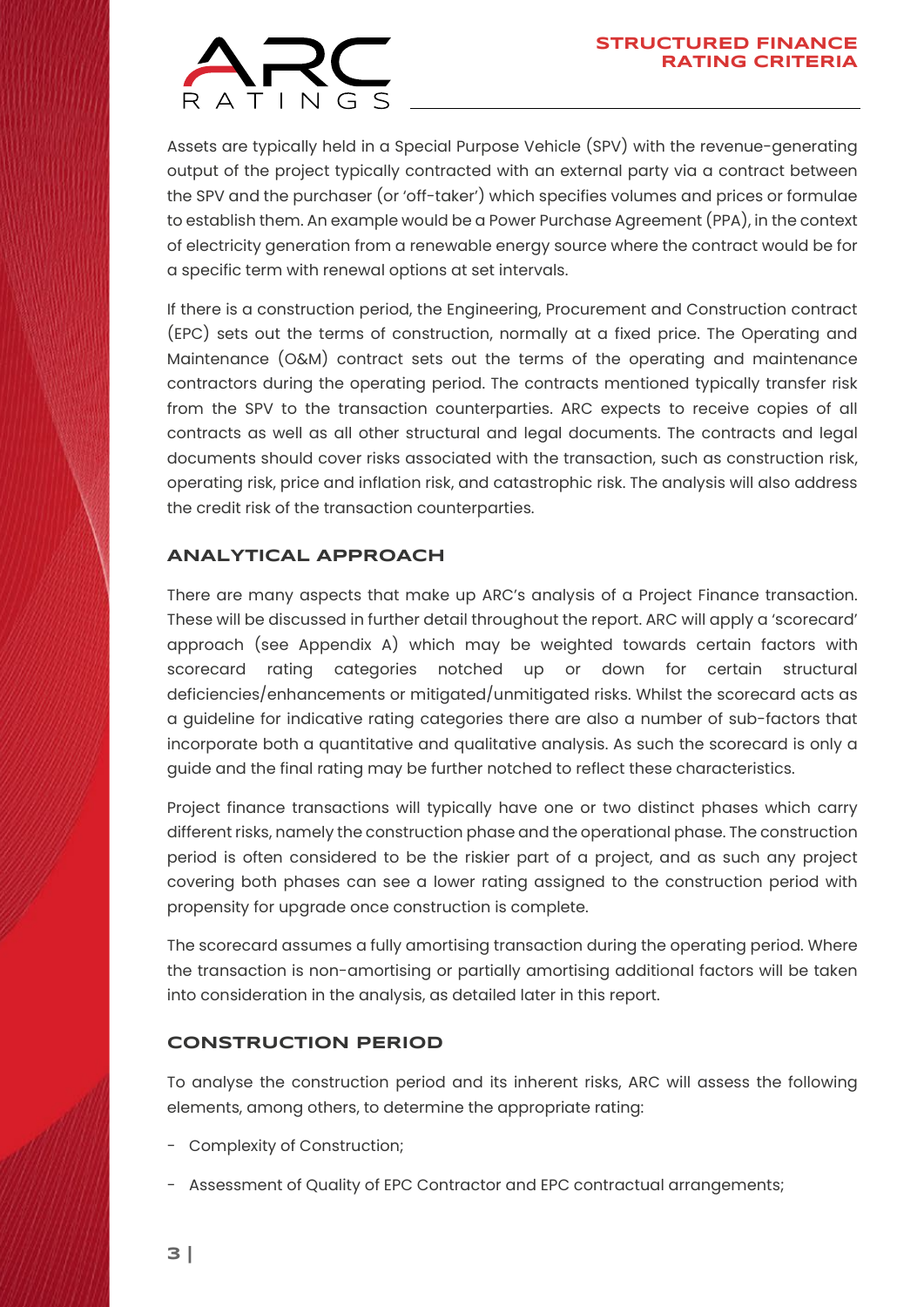Assets are typically held in a Special Purpose Vehicle (SPV) with the revenue-generating output of the project typically contracted with an external party via a contract between the SPV and the purchaser (or 'off-taker') which specifies volumes and prices or formulae to establish them. An example would be a Power Purchase Agreement (PPA), in the context of electricity generation from a renewable energy source where the contract would be for a specific term with renewal options at set intervals.

If there is a construction period, the Engineering, Procurement and Construction contract (EPC) sets out the terms of construction, normally at a fixed price. The Operating and Maintenance (O&M) contract sets out the terms of the operating and maintenance contractors during the operating period. The contracts mentioned typically transfer risk from the SPV to the transaction counterparties. ARC expects to receive copies of all contracts as well as all other structural and legal documents. The contracts and legal documents should cover risks associated with the transaction, such as construction risk, operating risk, price and inflation risk, and catastrophic risk. The analysis will also address the credit risk of the transaction counterparties.

## ANALYTICAL APPROACH

There are many aspects that make up ARC's analysis of a Project Finance transaction. These will be discussed in further detail throughout the report. ARC will apply a 'scorecard' approach (see Appendix A) which may be weighted towards certain factors with scorecard rating categories notched up or down for certain structural deficiencies/enhancements or mitigated/unmitigated risks. Whilst the scorecard acts as a guideline for indicative rating categories there are also a number of sub-factors that incorporate both a quantitative and qualitative analysis. As such the scorecard is only a guide and the final rating may be further notched to reflect these characteristics.

Project finance transactions will typically have one or two distinct phases which carry different risks, namely the construction phase and the operational phase. The construction period is often considered to be the riskier part of a project, and as such any project covering both phases can see a lower rating assigned to the construction period with propensity for upgrade once construction is complete.

The scorecard assumes a fully amortising transaction during the operating period. Where the transaction is non-amortising or partially amortising additional factors will be taken into consideration in the analysis, as detailed later in this report.

## CONSTRUCTION PERIOD

To analyse the construction period and its inherent risks, ARC will assess the following elements, among others, to determine the appropriate rating:

- Complexity of Construction;
- Assessment of Quality of EPC Contractor and EPC contractual arrangements;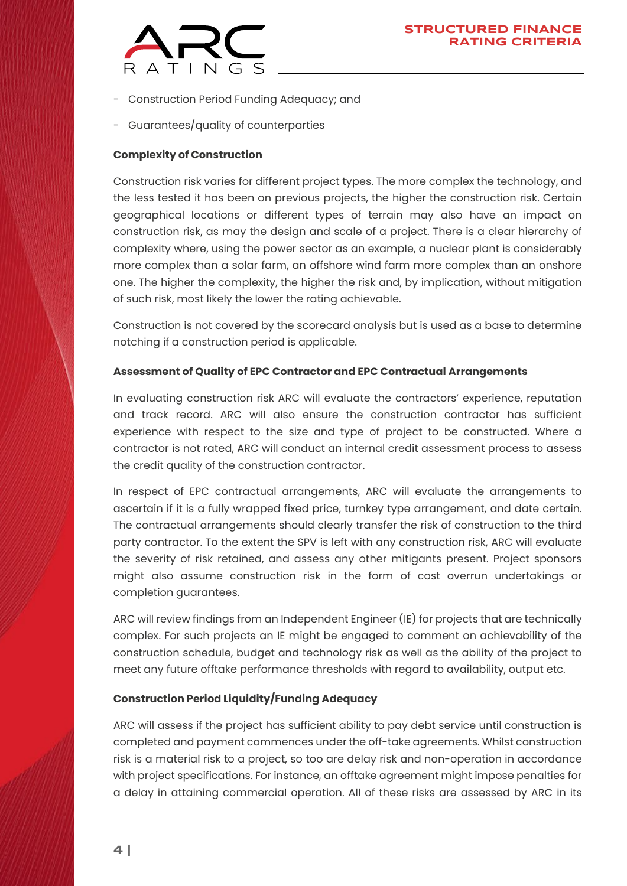- Construction Period Funding Adequacy; and
- Guarantees/quality of counterparties

**Complexity of Construction**

Construction risk varies for different project types. The more complex the technology, and the less tested it has been on previous projects, the higher the construction risk. Certain geographical locations or different types of terrain may also have an impact on construction risk, as may the design and scale of a project. There is a clear hierarchy of complexity where, using the power sector as an example, a nuclear plant is considerably more complex than a solar farm, an offshore wind farm more complex than an onshore one. The higher the complexity, the higher the risk and, by implication, without mitigation of such risk, most likely the lower the rating achievable.

Construction is not covered by the scorecard analysis but is used as a base to determine notching if a construction period is applicable.

**Assessment of Quality of EPC Contractor and EPC Contractual Arrangements**

In evaluating construction risk ARC will evaluate the contractors' experience, reputation and track record. ARC will also ensure the construction contractor has sufficient experience with respect to the size and type of project to be constructed. Where a contractor is not rated, ARC will conduct an internal credit assessment process to assess the credit quality of the construction contractor.

In respect of EPC contractual arrangements, ARC will evaluate the arrangements to ascertain if it is a fully wrapped fixed price, turnkey type arrangement, and date certain. The contractual arrangements should clearly transfer the risk of construction to the third party contractor. To the extent the SPV is left with any construction risk, ARC will evaluate the severity of risk retained, and assess any other mitigants present. Project sponsors might also assume construction risk in the form of cost overrun undertakings or completion guarantees.

ARC will review findings from an Independent Engineer (IE) for projects that are technically complex. For such projects an IE might be engaged to comment on achievability of the construction schedule, budget and technology risk as well as the ability of the project to meet any future offtake performance thresholds with regard to availability, output etc.

**Construction Period Liquidity/Funding Adequacy**

ARC will assess if the project has sufficient ability to pay debt service until construction is completed and payment commences under the off-take agreements. Whilst construction risk is a material risk to a project, so too are delay risk and non-operation in accordance with project specifications. For instance, an offtake agreement might impose penalties for a delay in attaining commercial operation. All of these risks are assessed by ARC in its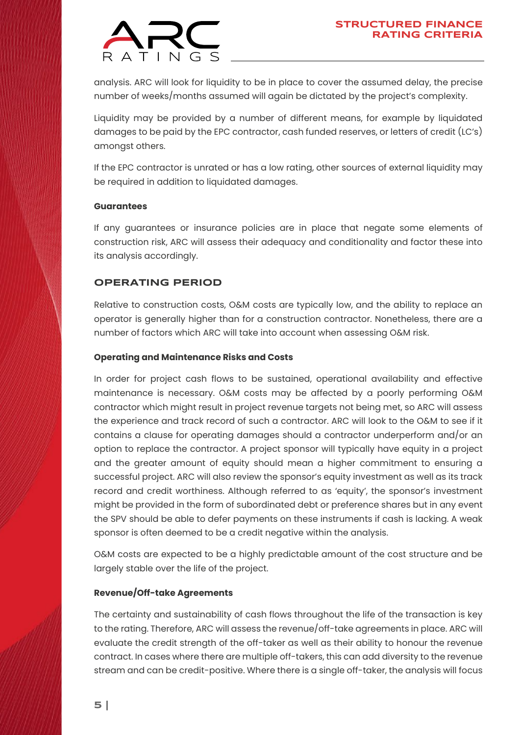analysis. ARC will look for liquidity to be in place to cover the assumed delay, the precise number of weeks/months assumed will again be dictated by the project's complexity.

Liquidity may be provided by a number of different means, for example by liquidated damages to be paid by the EPC contractor, cash funded reserves, or letters of credit (LC's) amongst others.

If the EPC contractor is unrated or has a low rating, other sources of external liquidity may be required in addition to liquidated damages.

#### Guarantees

If any guarantees or insurance policies are in place that negate some elements of construction risk, ARC will assess their adequacy and conditionality and factor these into its analysis accordingly.

## OPERATING PERIOD

Relative to construction costs, O&M costs are typically low, and the ability to replace an operator is generally higher than for a construction contractor. Nonetheless, there are a number of factors which ARC will take into account when assessing O&M risk.

#### Operating and Maintenance Risks and Costs

In order for project cash flows to be sustained, operational availability and effective maintenance is necessary. O&M costs may be affected by a poorly performing O&M contractor which might result in project revenue targets not being met, so ARC will assess the experience and track record of such a contractor. ARC will look to the O&M to see if it contains a clause for operating damages should a contractor underperform and/or an option to replace the contractor. A project sponsor will typically have equity in a project and the greater amount of equity should mean a higher commitment to ensuring a successful project. ARC will also review the sponsor's equity investment as well as its track record and credit worthiness. Although referred to as 'equity', the sponsor's investment might be provided in the form of subordinated debt or preference shares but in any event the SPV should be able to defer payments on these instruments if cash is lacking. A weak sponsor is often deemed to be a credit negative within the analysis.

O&M costs are expected to be a highly predictable amount of the cost structure and be largely stable over the life of the project.

#### Revenue/Off-take Agreements

The certainty and sustainability of cash flows throughout the life of the transaction is key to the rating. Therefore, ARC will assess the revenue/off-take agreements in place. ARC will evaluate the credit strength of the off-taker as well as their ability to honour the revenue contract. In cases where there are multiple off-takers, this can add diversity to the revenue stream and can be credit-positive. Where there is a single off-taker, the analysis will focus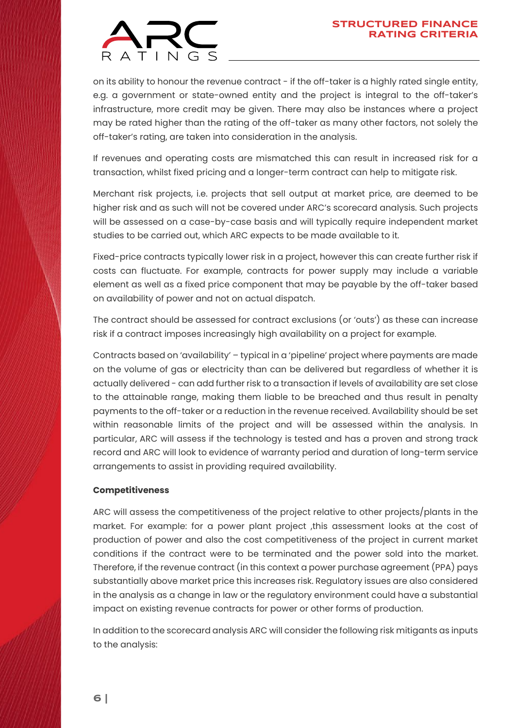on its ability to honour the revenue contract - if the off-taker is a highly rated single entity, e.g. a government or state-owned entity and the project is integral to the off-taker's infrastructure, more credit may be given. There may also be instances where a project may be rated higher than the rating of the off-taker as many other factors, not solely the off-taker's rating, are taken into consideration in the analysis.

If revenues and operating costs are mismatched this can result in increased risk for a transaction, whilst fixed pricing and a longer-term contract can help to mitigate risk.

Merchant risk projects, i.e. projects that sell output at market price, are deemed to be higher risk and as such will not be covered under ARC's scorecard analysis. Such projects will be assessed on a case-by-case basis and will typically require independent market studies to be carried out, which ARC expects to be made available to it.

Fixed-price contracts typically lower risk in a project, however this can create further risk if costs can fluctuate. For example, contracts for power supply may include a variable element as well as a fixed price component that may be payable by the off-taker based on availability of power and not on actual dispatch.

The contract should be assessed for contract exclusions (or 'outs') as these can increase risk if a contract imposes increasingly high availability on a project for example.

Contracts based on 'availability' – typical in a 'pipeline' project where payments are made on the volume of gas or electricity than can be delivered but regardless of whether it is actually delivered - can add further risk to a transaction if levels of availability are set close to the attainable range, making them liable to be breached and thus result in penalty payments to the off-taker or a reduction in the revenue received. Availability should be set within reasonable limits of the project and will be assessed within the analysis. In particular, ARC will assess if the technology is tested and has a proven and strong track record and ARC will look to evidence of warranty period and duration of long-term service arrangements to assist in providing required availability.

**Competitiveness**

ARC will assess the competitiveness of the project relative to other projects/plants in the market. For example: for a power plant project ,this assessment looks at the cost of production of power and also the cost competitiveness of the project in current market conditions if the contract were to be terminated and the power sold into the market. Therefore, if the revenue contract (in this context a power purchase agreement (PPA) pays substantially above market price this increases risk. Regulatory issues are also considered in the analysis as a change in law or the regulatory environment could have a substantial impact on existing revenue contracts for power or other forms of production.

In addition to the scorecard analysis ARC will consider the following risk mitigants as inputs to the analysis: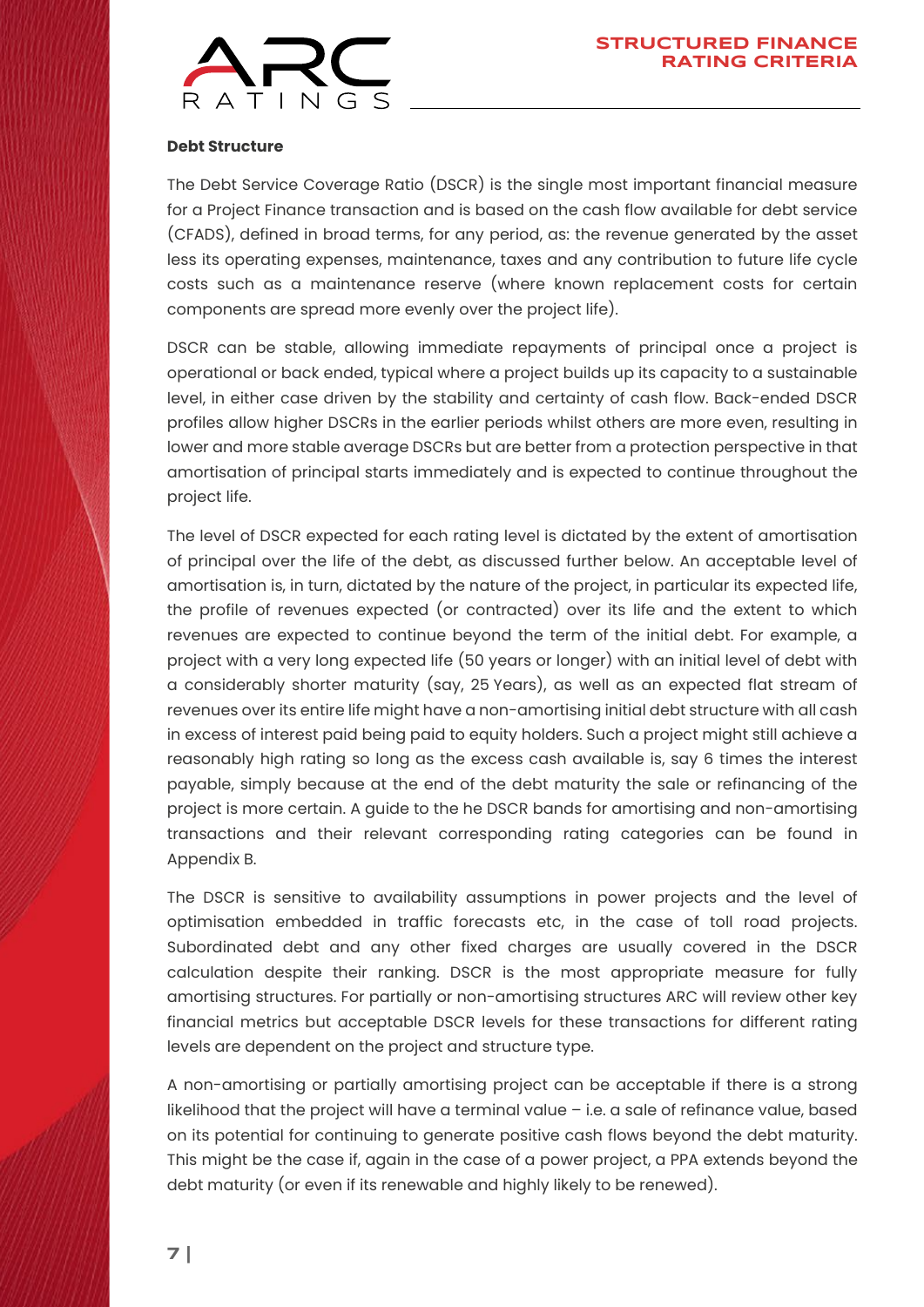**Debt Structure**

The Debt Service Coverage Ratio (DSCR) is the single most important financial measure for a Project Finance transaction and is based on the cash flow available for debt service (CFADS), defined in broad terms, for any period, as: the revenue generated by the asset less its operating expenses, maintenance, taxes and any contribution to future life cycle costs such as a maintenance reserve (where known replacement costs for certain components are spread more evenly over the project life).

DSCR can be stable, allowing immediate repayments of principal once a project is operational or back ended, typical where a project builds up its capacity to a sustainable level, in either case driven by the stability and certainty of cash flow. Back-ended DSCR profiles allow higher DSCRs in the earlier periods whilst others are more even, resulting in lower and more stable average DSCRs but are better from a protection perspective in that amortisation of principal starts immediately and is expected to continue throughout the project life.

The level of DSCR expected for each rating level is dictated by the extent of amortisation of principal over the life of the debt, as discussed further below. An acceptable level of amortisation is, in turn, dictated by the nature of the project, in particular its expected life, the profile of revenues expected (or contracted) over its life and the extent to which revenues are expected to continue beyond the term of the initial debt. For example, a project with a very long expected life (50 years or longer) with an initial level of debt with a considerably shorter maturity (say, 25 Years), as well as an expected flat stream of revenues over its entire life might have a non-amortising initial debt structure with all cash in excess of interest paid being paid to equity holders. Such a project might still achieve a reasonably high rating so long as the excess cash available is, say 6 times the interest payable, simply because at the end of the debt maturity the sale or refinancing of the project is more certain. A guide to the he DSCR bands for amortising and non-amortising transactions and their relevant corresponding rating categories can be found in Appendix B.

The DSCR is sensitive to availability assumptions in power projects and the level of optimisation embedded in traffic forecasts etc, in the case of toll road projects. Subordinated debt and any other fixed charges are usually covered in the DSCR calculation despite their ranking. DSCR is the most appropriate measure for fully amortising structures. For partially or non-amortising structures ARC will review other key financial metrics but acceptable DSCR levels for these transactions for different rating levels are dependent on the project and structure type.

A non-amortising or partially amortising project can be acceptable if there is a strong likelihood that the project will have a terminal value – i.e. a sale of refinance value, based on its potential for continuing to generate positive cash flows beyond the debt maturity. This might be the case if, again in the case of a power project, a PPA extends beyond the debt maturity (or even if its renewable and highly likely to be renewed).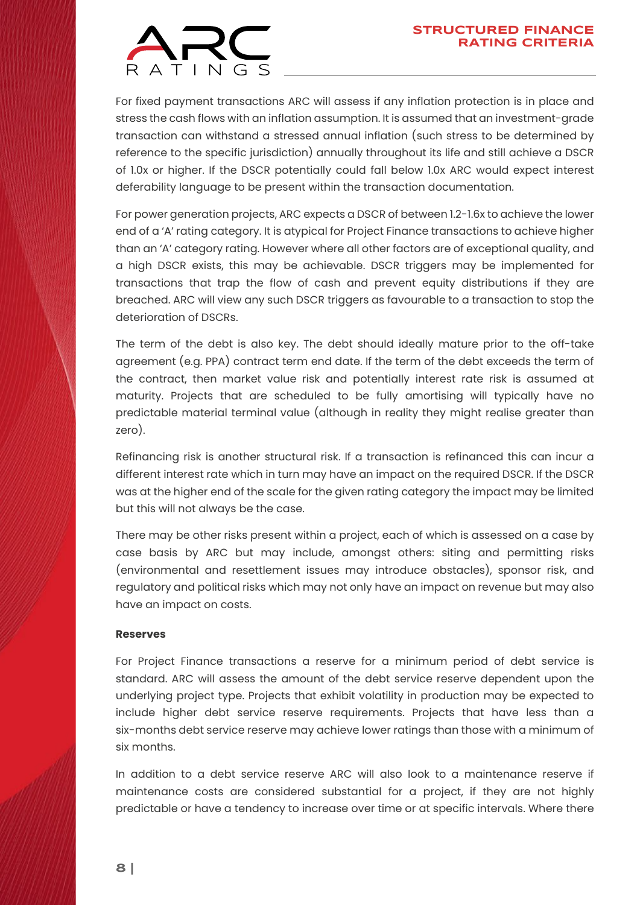For fixed payment transactions ARC will assess if any inflation protection is in place and stress the cash flows with an inflation assumption. It is assumed that an investment-grade transaction can withstand a stressed annual inflation (such stress to be determined by reference to the specific jurisdiction) annually throughout its life and still achieve a DSCR of 1.0x or higher. If the DSCR potentially could fall below 1.0x ARC would expect interest deferability language to be present within the transaction documentation.

For power generation projects, ARC expects a DSCR of between 1.2-1.6x to achieve the lower end of a 'A' rating category. It is atypical for Project Finance transactions to achieve higher than an 'A' category rating. However where all other factors are of exceptional quality, and a high DSCR exists, this may be achievable. DSCR triggers may be implemented for transactions that trap the flow of cash and prevent equity distributions if they are breached. ARC will view any such DSCR triggers as favourable to a transaction to stop the deterioration of DSCRs.

The term of the debt is also key. The debt should ideally mature prior to the off-take agreement (e.g. PPA) contract term end date. If the term of the debt exceeds the term of the contract, then market value risk and potentially interest rate risk is assumed at maturity. Projects that are scheduled to be fully amortising will typically have no predictable material terminal value (although in reality they might realise greater than zero).

Refinancing risk is another structural risk. If a transaction is refinanced this can incur a different interest rate which in turn may have an impact on the required DSCR. If the DSCR was at the higher end of the scale for the given rating category the impact may be limited but this will not always be the case.

There may be other risks present within a project, each of which is assessed on a case by case basis by ARC but may include, amongst others: siting and permitting risks (environmental and resettlement issues may introduce obstacles), sponsor risk, and regulatory and political risks which may not only have an impact on revenue but may also have an impact on costs.

**Reserves**

For Project Finance transactions a reserve for a minimum period of debt service is standard. ARC will assess the amount of the debt service reserve dependent upon the underlying project type. Projects that exhibit volatility in production may be expected to include higher debt service reserve requirements. Projects that have less than a six-months debt service reserve may achieve lower ratings than those with a minimum of six months.

In addition to a debt service reserve ARC will also look to a maintenance reserve if maintenance costs are considered substantial for a project, if they are not highly predictable or have a tendency to increase over time or at specific intervals. Where there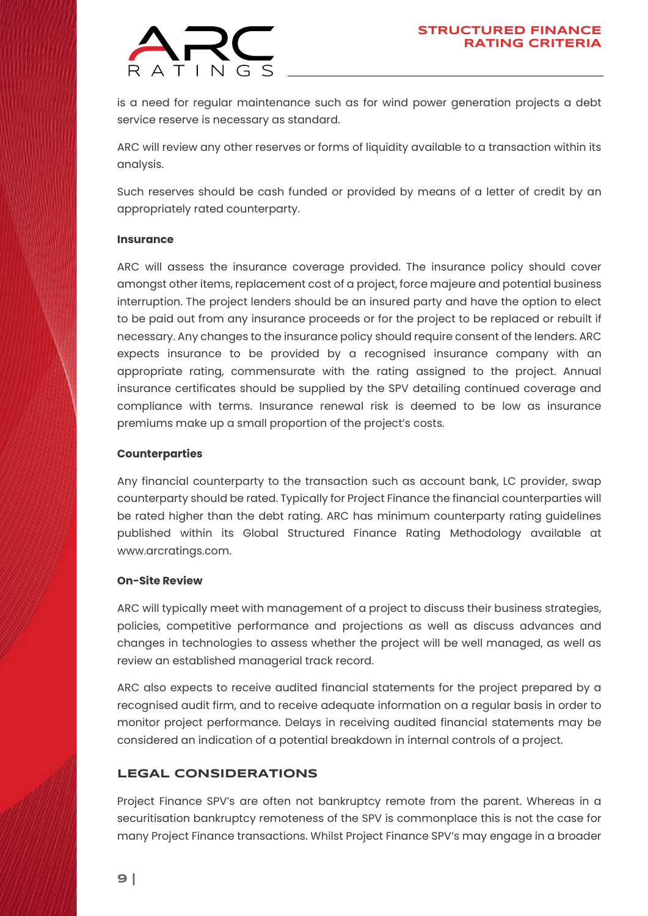is a need for regular maintenance such as for wind power generation projects a debt service reserve is necessary as standard.

ARC will review any other reserves or forms of liquidity available to a transaction within its analysis.

Such reserves should be cash funded or provided by means of a letter of credit by an appropriately rated counterparty.

**Insurance**

ARC will assess the insurance coverage provided. The insurance policy should cover amongst other items, replacement cost of a project, force majeure and potential business interruption. The project lenders should be an insured party and have the option to elect to be paid out from any insurance proceeds or for the project to be replaced or rebuilt if necessary. Any changes to the insurance policy should require consent of the lenders. ARC expects insurance to be provided by a recognised insurance company with an appropriate rating, commensurate with the rating assigned to the project. Annual insurance certificates should be supplied by the SPV detailing continued coverage and compliance with terms. Insurance renewal risk is deemed to be low as insurance premiums make up a small proportion of the project's costs.

**Counterparties**

Any financial counterparty to the transaction such as account bank, LC provider, swap counterparty should be rated. Typically for Project Finance the financial counterparties will be rated higher than the debt rating. ARC has minimum counterparty rating guidelines published within its Global Structured Finance Rating Methodology available at www.arcratings.com.

**On-Site Review**

ARC will typically meet with management of a project to discuss their business strategies, policies, competitive performance and projections as well as discuss advances and changes in technologies to assess whether the project will be well managed, as well as review an established managerial track record.

ARC also expects to receive audited financial statements for the project prepared by a recognised audit firm, and to receive adequate information on a regular basis in order to monitor project performance. Delays in receiving audited financial statements may be considered an indication of a potential breakdown in internal controls of a project.

## LEGAL CONSIDERATIONS

Project Finance SPV's are often not bankruptcy remote from the parent. Whereas in a securitisation bankruptcy remoteness of the SPV is commonplace this is not the case for many Project Finance transactions. Whilst Project Finance SPV's may engage in a broader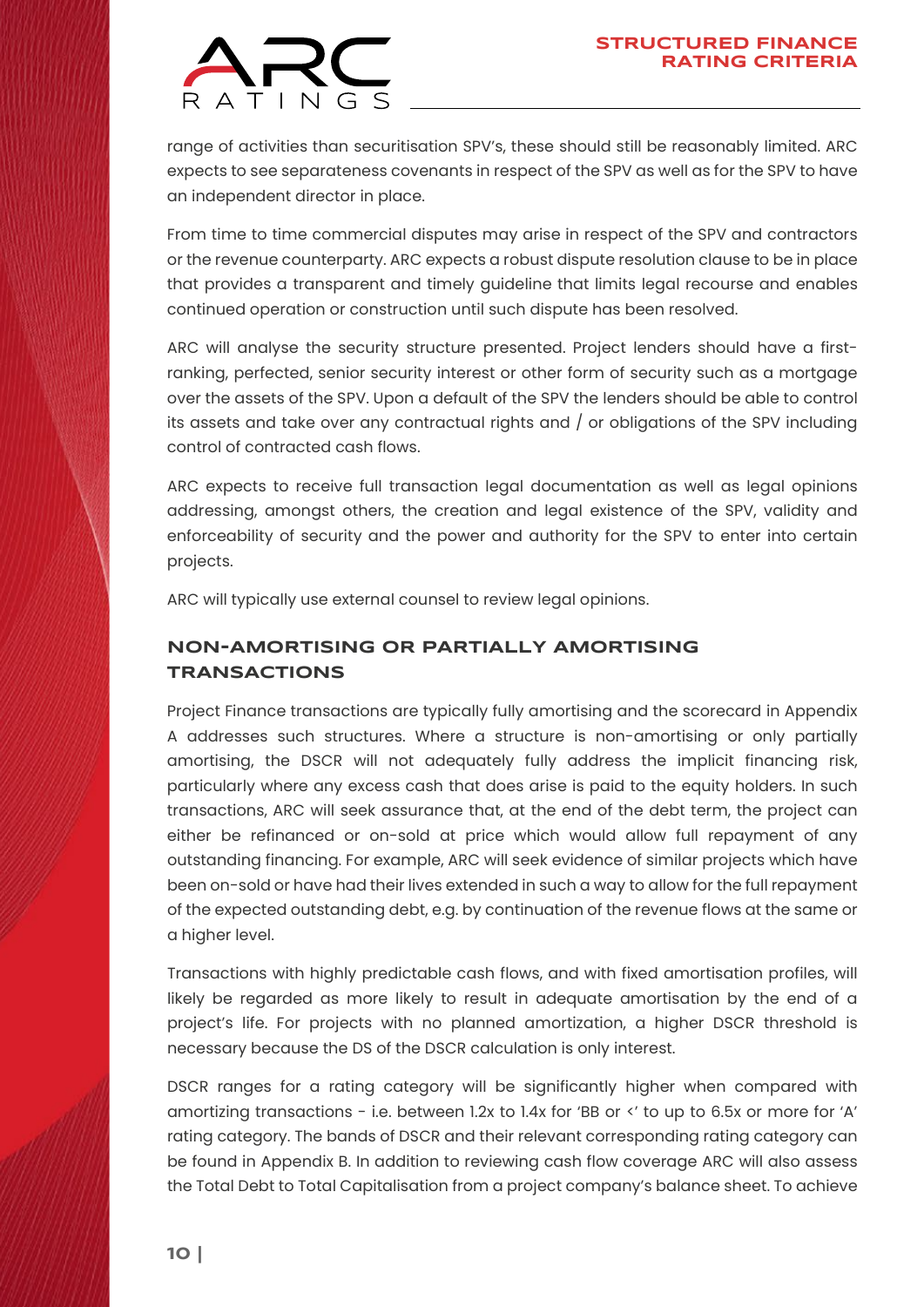range of activities than securitisation SPV's, these should still be reasonably limited. ARC expects to see separateness covenants in respect of the SPV as well as for the SPV to have an independent director in place.

From time to time commercial disputes may arise in respect of the SPV and contractors or the revenue counterparty. ARC expects a robust dispute resolution clause to be in place that provides a transparent and timely guideline that limits legal recourse and enables continued operation or construction until such dispute has been resolved.

ARC will analyse the security structure presented. Project lenders should have a first-ranking, perfected, senior security interest or other form of security such as a mortgage over the assets of the SPV. Upon a default of the SPV the lenders should be able to control its assets and take over any contractual rights and / or obligations of the SPV including control of contracted cash flows.

ARC expects to receive full transaction legal documentation as well as legal opinions addressing, amongst others, the creation and legal existence of the SPV, validity and enforceability of security and the power and authority for the SPV to enter into certain projects.

ARC will typically use external counsel to review legal opinions.

## NON-AMORTISING OR PARTIALLY AMORTISING TRANSACTIONS

Project Finance transactions are typically fully amortising and the scorecard in Appendix A addresses such structures. Where a structure is non-amortising or only partially amortising, the DSCR will not adequately fully address the implicit financing risk, particularly where any excess cash that does arise is paid to the equity holders. In such transactions, ARC will seek assurance that, at the end of the debt term, the project can either be refinanced or on-sold at price which would allow full repayment of any outstanding financing. For example, ARC will seek evidence of similar projects which have been on-sold or have had their lives extended in such a way to allow for the full repayment of the expected outstanding debt, e.g. by continuation of the revenue flows at the same or a higher level.

Transactions with highly predictable cash flows, and with fixed amortisation profiles, will likely be regarded as more likely to result in adequate amortisation by the end of a project's life. For projects with no planned amortization, a higher DSCR threshold is necessary because the DS of the DSCR calculation is only interest.

DSCR ranges for a rating category will be significantly higher when compared with amortizing transactions - i.e. between 1.2x to 1.4x for 'BB or <' to up to 6.5x or more for 'A' rating category. The bands of DSCR and their relevant corresponding rating category can be found in Appendix B. In addition to reviewing cash flow coverage ARC will also assess the Total Debt to Total Capitalisation from a project company's balance sheet. To achieve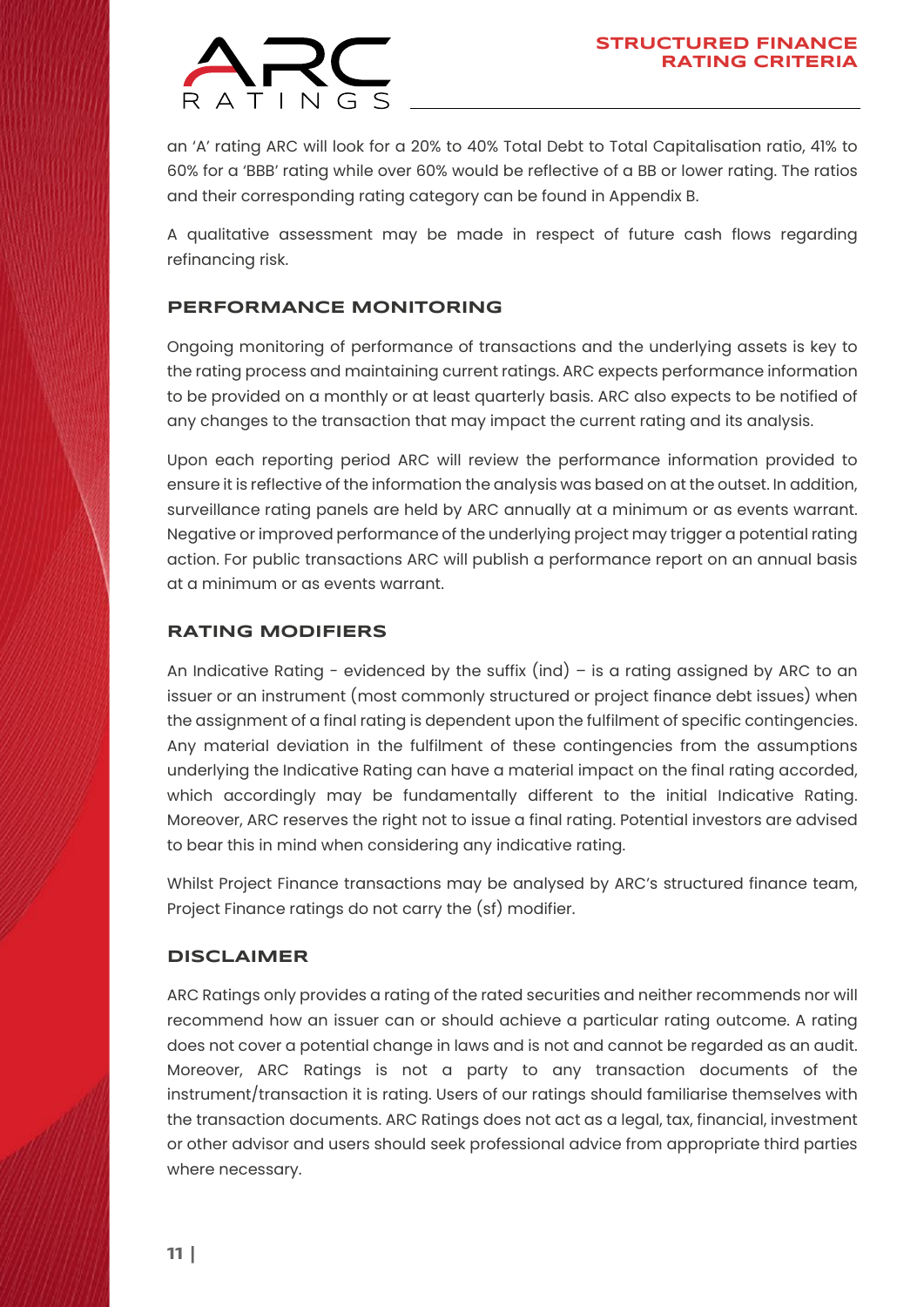an 'A' rating ARC will look for a 20% to 40% Total Debt to Total Capitalisation ratio, 41% to 60% for a 'BBB' rating while over 60% would be reflective of a BB or lower rating. The ratios and their corresponding rating category can be found in Appendix B.

A qualitative assessment may be made in respect of future cash flows regarding refinancing risk.

## PERFORMANCE MONITORING

Ongoing monitoring of performance of transactions and the underlying assets is key to the rating process and maintaining current ratings. ARC expects performance information to be provided on a monthly or at least quarterly basis. ARC also expects to be notified of any changes to the transaction that may impact the current rating and its analysis.

Upon each reporting period ARC will review the performance information provided to ensure it is reflective of the information the analysis was based on at the outset. In addition, surveillance rating panels are held by ARC annually at a minimum or as events warrant. Negative or improved performance of the underlying project may trigger a potential rating action. For public transactions ARC will publish a performance report on an annual basis at a minimum or as events warrant.

## RATING MODIFIERS

An Indicative Rating - evidenced by the suffix (ind) – is a rating assigned by ARC to an issuer or an instrument (most commonly structured or project finance debt issues) when the assignment of a final rating is dependent upon the fulfilment of specific contingencies. Any material deviation in the fulfilment of these contingencies from the assumptions underlying the Indicative Rating can have a material impact on the final rating accorded, which accordingly may be fundamentally different to the initial Indicative Rating. Moreover, ARC reserves the right not to issue a final rating. Potential investors are advised to bear this in mind when considering any indicative rating.

Whilst Project Finance transactions may be analysed by ARC's structured finance team, Project Finance ratings do not carry the (sf) modifier.

## DISCLAIMER

ARC Ratings only provides a rating of the rated securities and neither recommends nor will recommend how an issuer can or should achieve a particular rating outcome. A rating does not cover a potential change in laws and is not and cannot be regarded as an audit. Moreover, ARC Ratings is not a party to any transaction documents of the instrument/transaction it is rating. Users of our ratings should familiarise themselves with the transaction documents. ARC Ratings does not act as a legal, tax, financial, investment or other advisor and users should seek professional advice from appropriate third parties where necessary.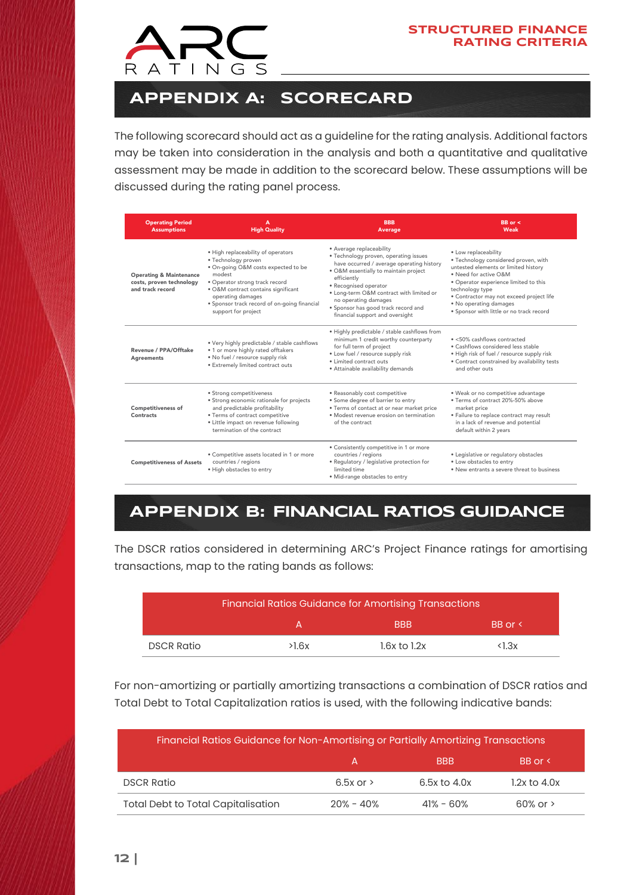## APPENDIX A: SCORECARD

The following scorecard should act as a guideline for the rating analysis. Additional factors may be taken into consideration in the analysis and both a quantitative and qualitative assessment may be made in addition to the scorecard below. These assumptions will be discussed during the rating panel process.

| Operating Period Assumptions | A High Quality | BBB Average | BB or < Weak |
|---|---|---|---|
| **Operating & Maintenance costs, proven technology and track record** | • High replaceability of operators<br>• Technology proven<br>• On-going O&M costs expected to be modest<br>• Operator strong track record<br>• O&M contract contains significant operating damages<br>• Sponsor track record of on-going financial support for project | • Average replaceability<br>• Technology proven, operating issues have occurred / average operating history<br>• O&M essentially to maintain project efficiently<br>• Recognised operator<br>• Long-term O&M contract with limited or no operating damages<br>• Sponsor has good track record and financial support and oversight | • Low replaceability<br>• Technology considered proven, with untested elements or limited history<br>• Need for active O&M<br>• Operator experience limited to this technology type<br>• Contractor may not exceed project life<br>• No operating damages<br>• Sponsor with little or no track record |
| **Revenue / PPA/Offtake Agreements** | • Very highly predictable / stable cashflows<br>• 1 or more highly rated offtakers<br>• No fuel / resource supply risk<br>• Extremely limited contract outs | • Highly predictable / stable cashflows from minimum 1 credit worthy counterparty for full term of project<br>• Low fuel / resource supply risk<br>• Limited contract outs<br>• Attainable availability demands | • <50% cashflows contracted<br>• Cashflows considered less stable<br>• High risk of fuel / resource supply risk<br>• Contract constrained by availability tests and other outs |
| **Competitiveness of Contracts** | • Strong competitiveness<br>• Strong economic rationale for projects and predictable profitability<br>• Terms of contract competitive<br>• Little impact on revenue following termination of the contract | • Reasonably cost competitive<br>• Some degree of barrier to entry<br>• Terms of contact at or near market price<br>• Modest revenue erosion on termination of the contract | • Weak or no competitive advantage<br>• Terms of contract 20%-50% above market price<br>• Failure to replace contract may result in a lack of revenue and potential default within 2 years |
| **Competitiveness of Assets** | • Competitive assets located in 1 or more countries / regions<br>• High obstacles to entry | • Consistently competitive in 1 or more countries / regions<br>• Regulatory / legislative protection for limited time<br>• Mid-range obstacles to entry | • Legislative or regulatory obstacles<br>• Low obstacles to entry<br>• New entrants a severe threat to business |

## APPENDIX B: FINANCIAL RATIOS GUIDANCE

The DSCR ratios considered in determining ARC's Project Finance ratings for amortising transactions, map to the rating bands as follows:

| Financial Ratios Guidance for Amortising Transactions | | | |
|---|---|---|---|
| | A | BBB | BB or < |
| DSCR Ratio | >1.6x | 1.6x to 1.2x | <1.3x |

For non-amortizing or partially amortizing transactions a combination of DSCR ratios and Total Debt to Total Capitalization ratios is used, with the following indicative bands:

| Financial Ratios Guidance for Non-Amortising or Partially Amortizing Transactions | | | |
|---|---|---|---|
| | A | BBB | BB or < |
| DSCR Ratio | 6.5x or > | 6.5x to 4.0x | 1.2x to 4.0x |
| Total Debt to Total Capitalisation | 20% - 40% | 41% - 60% | 60% or > |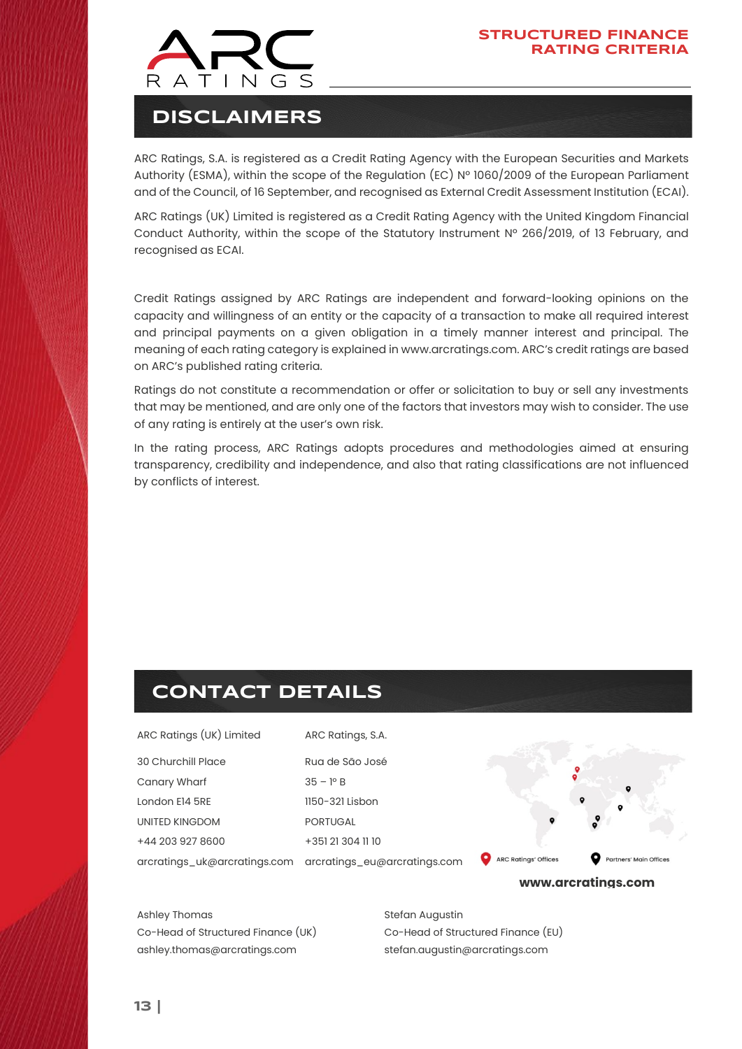## DISCLAIMERS

ARC Ratings, S.A. is registered as a Credit Rating Agency with the European Securities and Markets Authority (ESMA), within the scope of the Regulation (EC) Nº 1060/2009 of the European Parliament and of the Council, of 16 September, and recognised as External Credit Assessment Institution (ECAI).

ARC Ratings (UK) Limited is registered as a Credit Rating Agency with the United Kingdom Financial Conduct Authority, within the scope of the Statutory Instrument Nº 266/2019, of 13 February, and recognised as ECAI.

Credit Ratings assigned by ARC Ratings are independent and forward-looking opinions on the capacity and willingness of an entity or the capacity of a transaction to make all required interest and principal payments on a given obligation in a timely manner interest and principal. The meaning of each rating category is explained in www.arcratings.com. ARC's credit ratings are based on ARC's published rating criteria.

Ratings do not constitute a recommendation or offer or solicitation to buy or sell any investments that may be mentioned, and are only one of the factors that investors may wish to consider. The use of any rating is entirely at the user's own risk.

In the rating process, ARC Ratings adopts procedures and methodologies aimed at ensuring transparency, credibility and independence, and also that rating classifications are not influenced by conflicts of interest.

## CONTACT DETAILS

ARC Ratings (UK) Limited
30 Churchill Place
Canary Wharf
London E14 5RE
UNITED KINGDOM
+44 203 927 8600
arcratings_uk@arcratings.com

ARC Ratings, S.A.
Rua de São José
35 – 1º B
1150-321 Lisbon
PORTUGAL
+351 21 304 11 10
arcratings_eu@arcratings.com

ARC Ratings' Offices
Partners' Main Offices

**www.arcratings.com**

Ashley Thomas
Co-Head of Structured Finance (UK)
ashley.thomas@arcratings.com

Stefan Augustin
Co-Head of Structured Finance (EU)
stefan.augustin@arcratings.com